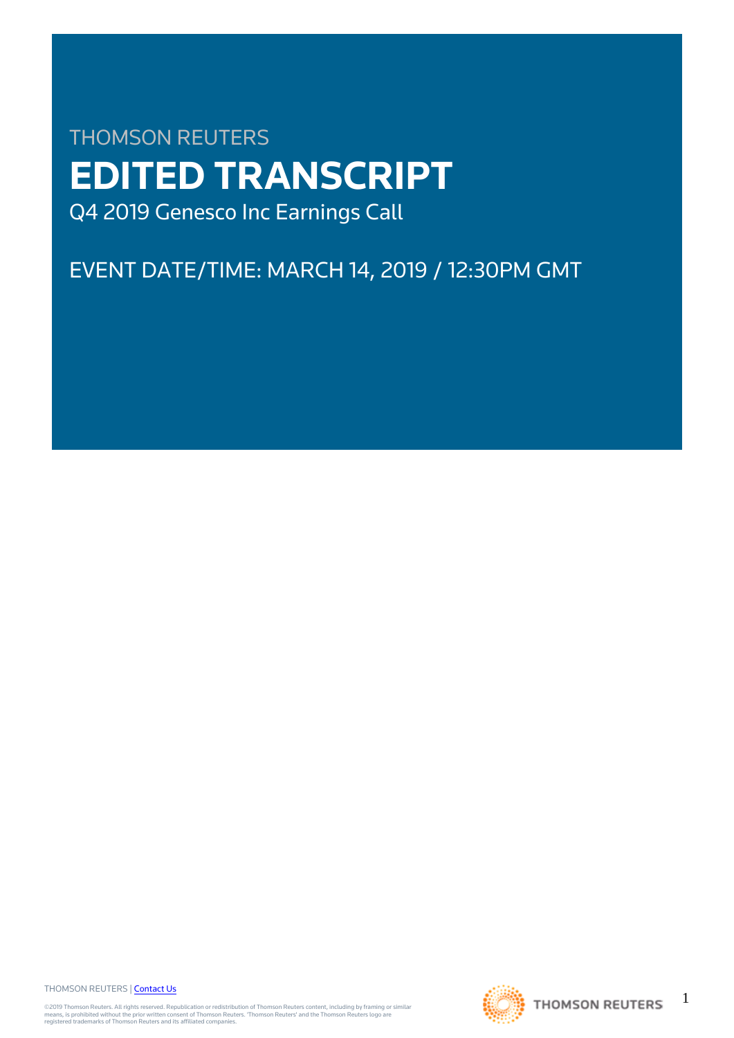THOMSON REUTERS

# EDITED TRANSCRIPT

Q4 2019 Genesco Inc Earnings Call

EVENT DATE/TIME: MARCH 14, 2019 / 12:30PM GMT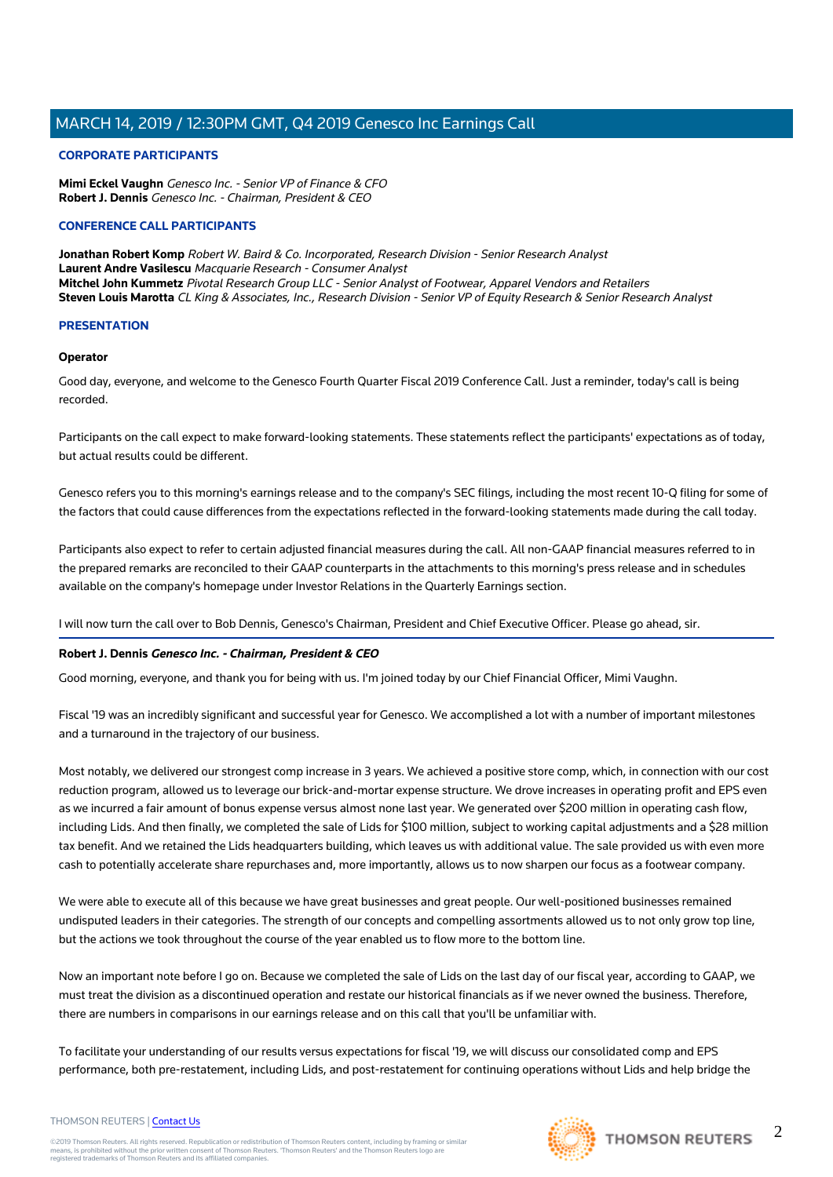## CORPORATE PARTICIPANTS

**Mimi Eckel Vaughn** *Genesco Inc. - Senior VP of Finance & CFO*
**Robert J. Dennis** *Genesco Inc. - Chairman, President & CEO*

## CONFERENCE CALL PARTICIPANTS

**Jonathan Robert Komp** *Robert W. Baird & Co. Incorporated, Research Division - Senior Research Analyst*
**Laurent Andre Vasilescu** *Macquarie Research - Consumer Analyst*
**Mitchel John Kummetz** *Pivotal Research Group LLC - Senior Analyst of Footwear, Apparel Vendors and Retailers*
**Steven Louis Marotta** *CL King & Associates, Inc., Research Division - Senior VP of Equity Research & Senior Research Analyst*

## PRESENTATION

**Operator**

Good day, everyone, and welcome to the Genesco Fourth Quarter Fiscal 2019 Conference Call. Just a reminder, today's call is being recorded.

Participants on the call expect to make forward-looking statements. These statements reflect the participants' expectations as of today, but actual results could be different.

Genesco refers you to this morning's earnings release and to the company's SEC filings, including the most recent 10-Q filing for some of the factors that could cause differences from the expectations reflected in the forward-looking statements made during the call today.

Participants also expect to refer to certain adjusted financial measures during the call. All non-GAAP financial measures referred to in the prepared remarks are reconciled to their GAAP counterparts in the attachments to this morning's press release and in schedules available on the company's homepage under Investor Relations in the Quarterly Earnings section.

I will now turn the call over to Bob Dennis, Genesco's Chairman, President and Chief Executive Officer. Please go ahead, sir.

**Robert J. Dennis** ***Genesco Inc. - Chairman, President & CEO***

Good morning, everyone, and thank you for being with us. I'm joined today by our Chief Financial Officer, Mimi Vaughn.

Fiscal '19 was an incredibly significant and successful year for Genesco. We accomplished a lot with a number of important milestones and a turnaround in the trajectory of our business.

Most notably, we delivered our strongest comp increase in 3 years. We achieved a positive store comp, which, in connection with our cost reduction program, allowed us to leverage our brick-and-mortar expense structure. We drove increases in operating profit and EPS even as we incurred a fair amount of bonus expense versus almost none last year. We generated over $200 million in operating cash flow, including Lids. And then finally, we completed the sale of Lids for $100 million, subject to working capital adjustments and a $28 million tax benefit. And we retained the Lids headquarters building, which leaves us with additional value. The sale provided us with even more cash to potentially accelerate share repurchases and, more importantly, allows us to now sharpen our focus as a footwear company.

We were able to execute all of this because we have great businesses and great people. Our well-positioned businesses remained undisputed leaders in their categories. The strength of our concepts and compelling assortments allowed us to not only grow top line, but the actions we took throughout the course of the year enabled us to flow more to the bottom line.

Now an important note before I go on. Because we completed the sale of Lids on the last day of our fiscal year, according to GAAP, we must treat the division as a discontinued operation and restate our historical financials as if we never owned the business. Therefore, there are numbers in comparisons in our earnings release and on this call that you'll be unfamiliar with.

To facilitate your understanding of our results versus expectations for fiscal '19, we will discuss our consolidated comp and EPS performance, both pre-restatement, including Lids, and post-restatement for continuing operations without Lids and help bridge the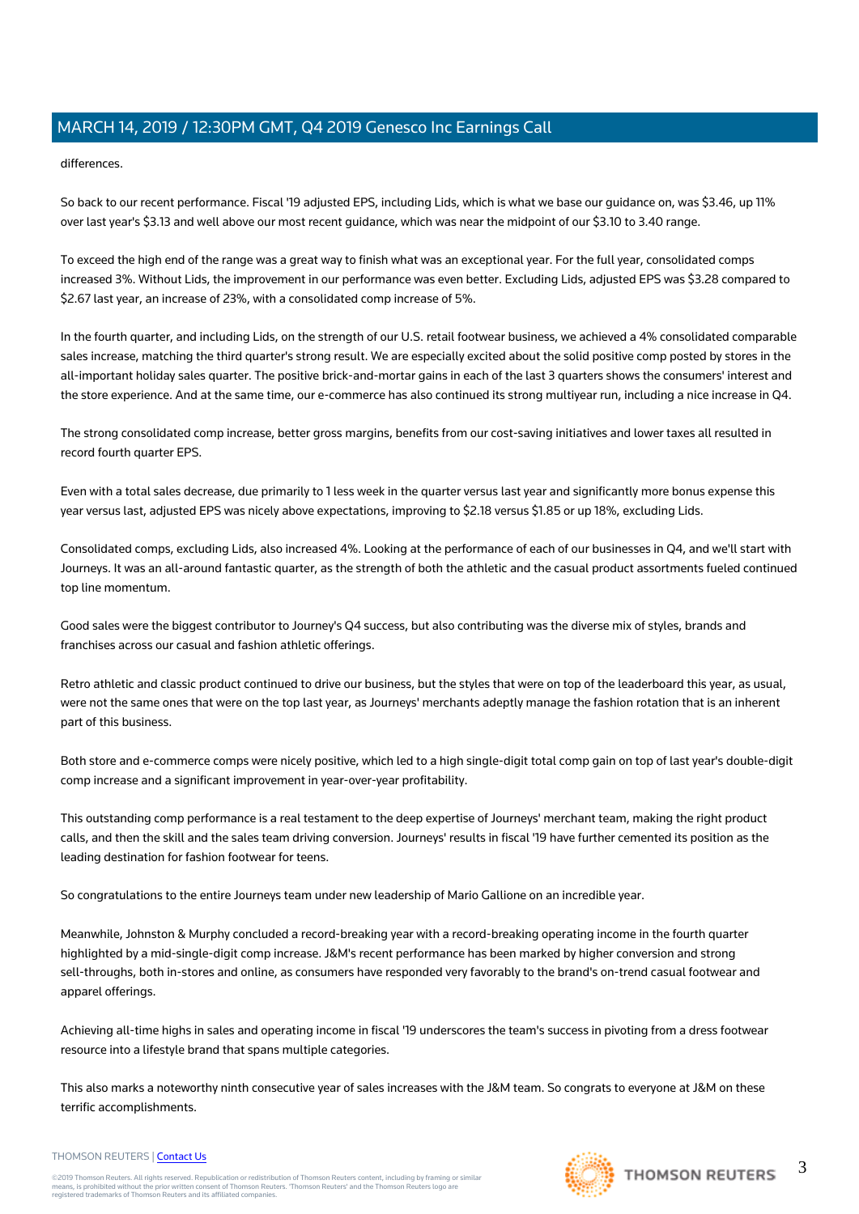differences.

So back to our recent performance. Fiscal '19 adjusted EPS, including Lids, which is what we base our guidance on, was $3.46, up 11% over last year's $3.13 and well above our most recent guidance, which was near the midpoint of our $3.10 to 3.40 range.

To exceed the high end of the range was a great way to finish what was an exceptional year. For the full year, consolidated comps increased 3%. Without Lids, the improvement in our performance was even better. Excluding Lids, adjusted EPS was $3.28 compared to $2.67 last year, an increase of 23%, with a consolidated comp increase of 5%.

In the fourth quarter, and including Lids, on the strength of our U.S. retail footwear business, we achieved a 4% consolidated comparable sales increase, matching the third quarter's strong result. We are especially excited about the solid positive comp posted by stores in the all-important holiday sales quarter. The positive brick-and-mortar gains in each of the last 3 quarters shows the consumers' interest and the store experience. And at the same time, our e-commerce has also continued its strong multiyear run, including a nice increase in Q4.

The strong consolidated comp increase, better gross margins, benefits from our cost-saving initiatives and lower taxes all resulted in record fourth quarter EPS.

Even with a total sales decrease, due primarily to 1 less week in the quarter versus last year and significantly more bonus expense this year versus last, adjusted EPS was nicely above expectations, improving to $2.18 versus $1.85 or up 18%, excluding Lids.

Consolidated comps, excluding Lids, also increased 4%. Looking at the performance of each of our businesses in Q4, and we'll start with Journeys. It was an all-around fantastic quarter, as the strength of both the athletic and the casual product assortments fueled continued top line momentum.

Good sales were the biggest contributor to Journey's Q4 success, but also contributing was the diverse mix of styles, brands and franchises across our casual and fashion athletic offerings.

Retro athletic and classic product continued to drive our business, but the styles that were on top of the leaderboard this year, as usual, were not the same ones that were on the top last year, as Journeys' merchants adeptly manage the fashion rotation that is an inherent part of this business.

Both store and e-commerce comps were nicely positive, which led to a high single-digit total comp gain on top of last year's double-digit comp increase and a significant improvement in year-over-year profitability.

This outstanding comp performance is a real testament to the deep expertise of Journeys' merchant team, making the right product calls, and then the skill and the sales team driving conversion. Journeys' results in fiscal '19 have further cemented its position as the leading destination for fashion footwear for teens.

So congratulations to the entire Journeys team under new leadership of Mario Gallione on an incredible year.

Meanwhile, Johnston & Murphy concluded a record-breaking year with a record-breaking operating income in the fourth quarter highlighted by a mid-single-digit comp increase. J&M's recent performance has been marked by higher conversion and strong sell-throughs, both in-stores and online, as consumers have responded very favorably to the brand's on-trend casual footwear and apparel offerings.

Achieving all-time highs in sales and operating income in fiscal '19 underscores the team's success in pivoting from a dress footwear resource into a lifestyle brand that spans multiple categories.

This also marks a noteworthy ninth consecutive year of sales increases with the J&M team. So congrats to everyone at J&M on these terrific accomplishments.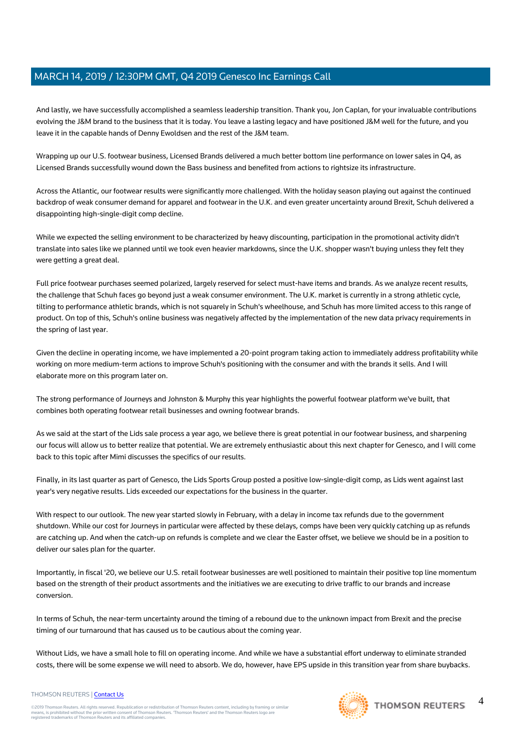And lastly, we have successfully accomplished a seamless leadership transition. Thank you, Jon Caplan, for your invaluable contributions evolving the J&M brand to the business that it is today. You leave a lasting legacy and have positioned J&M well for the future, and you leave it in the capable hands of Denny Ewoldsen and the rest of the J&M team.

Wrapping up our U.S. footwear business, Licensed Brands delivered a much better bottom line performance on lower sales in Q4, as Licensed Brands successfully wound down the Bass business and benefited from actions to rightsize its infrastructure.

Across the Atlantic, our footwear results were significantly more challenged. With the holiday season playing out against the continued backdrop of weak consumer demand for apparel and footwear in the U.K. and even greater uncertainty around Brexit, Schuh delivered a disappointing high-single-digit comp decline.

While we expected the selling environment to be characterized by heavy discounting, participation in the promotional activity didn't translate into sales like we planned until we took even heavier markdowns, since the U.K. shopper wasn't buying unless they felt they were getting a great deal.

Full price footwear purchases seemed polarized, largely reserved for select must-have items and brands. As we analyze recent results, the challenge that Schuh faces go beyond just a weak consumer environment. The U.K. market is currently in a strong athletic cycle, tilting to performance athletic brands, which is not squarely in Schuh's wheelhouse, and Schuh has more limited access to this range of product. On top of this, Schuh's online business was negatively affected by the implementation of the new data privacy requirements in the spring of last year.

Given the decline in operating income, we have implemented a 20-point program taking action to immediately address profitability while working on more medium-term actions to improve Schuh's positioning with the consumer and with the brands it sells. And I will elaborate more on this program later on.

The strong performance of Journeys and Johnston & Murphy this year highlights the powerful footwear platform we've built, that combines both operating footwear retail businesses and owning footwear brands.

As we said at the start of the Lids sale process a year ago, we believe there is great potential in our footwear business, and sharpening our focus will allow us to better realize that potential. We are extremely enthusiastic about this next chapter for Genesco, and I will come back to this topic after Mimi discusses the specifics of our results.

Finally, in its last quarter as part of Genesco, the Lids Sports Group posted a positive low-single-digit comp, as Lids went against last year's very negative results. Lids exceeded our expectations for the business in the quarter.

With respect to our outlook. The new year started slowly in February, with a delay in income tax refunds due to the government shutdown. While our cost for Journeys in particular were affected by these delays, comps have been very quickly catching up as refunds are catching up. And when the catch-up on refunds is complete and we clear the Easter offset, we believe we should be in a position to deliver our sales plan for the quarter.

Importantly, in fiscal '20, we believe our U.S. retail footwear businesses are well positioned to maintain their positive top line momentum based on the strength of their product assortments and the initiatives we are executing to drive traffic to our brands and increase conversion.

In terms of Schuh, the near-term uncertainty around the timing of a rebound due to the unknown impact from Brexit and the precise timing of our turnaround that has caused us to be cautious about the coming year.

Without Lids, we have a small hole to fill on operating income. And while we have a substantial effort underway to eliminate stranded costs, there will be some expense we will need to absorb. We do, however, have EPS upside in this transition year from share buybacks.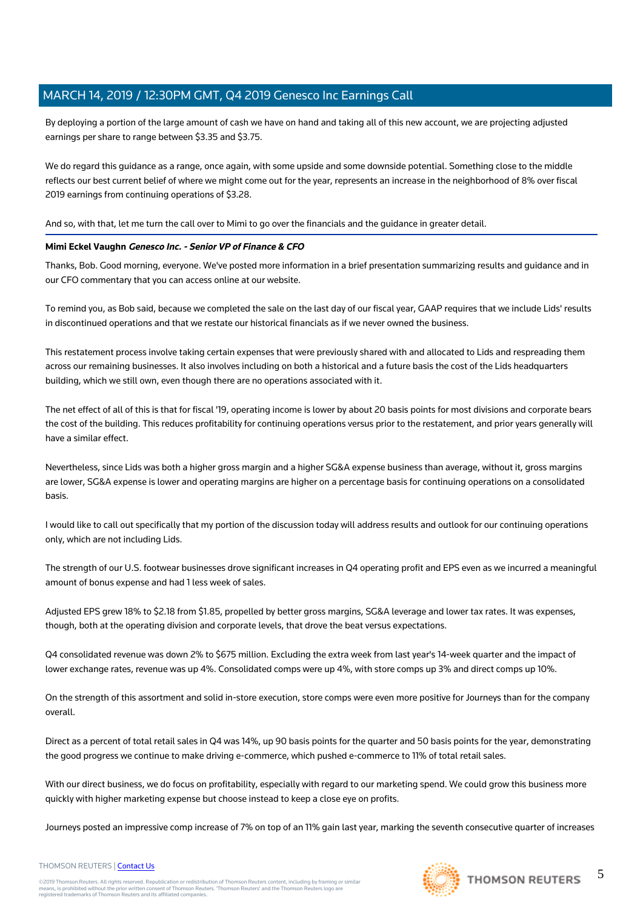By deploying a portion of the large amount of cash we have on hand and taking all of this new account, we are projecting adjusted earnings per share to range between $3.35 and $3.75.

We do regard this guidance as a range, once again, with some upside and some downside potential. Something close to the middle reflects our best current belief of where we might come out for the year, represents an increase in the neighborhood of 8% over fiscal 2019 earnings from continuing operations of $3.28.

And so, with that, let me turn the call over to Mimi to go over the financials and the guidance in greater detail.

---

**Mimi Eckel Vaughn** ***Genesco Inc. - Senior VP of Finance & CFO***

Thanks, Bob. Good morning, everyone. We've posted more information in a brief presentation summarizing results and guidance and in our CFO commentary that you can access online at our website.

To remind you, as Bob said, because we completed the sale on the last day of our fiscal year, GAAP requires that we include Lids' results in discontinued operations and that we restate our historical financials as if we never owned the business.

This restatement process involve taking certain expenses that were previously shared with and allocated to Lids and respreading them across our remaining businesses. It also involves including on both a historical and a future basis the cost of the Lids headquarters building, which we still own, even though there are no operations associated with it.

The net effect of all of this is that for fiscal '19, operating income is lower by about 20 basis points for most divisions and corporate bears the cost of the building. This reduces profitability for continuing operations versus prior to the restatement, and prior years generally will have a similar effect.

Nevertheless, since Lids was both a higher gross margin and a higher SG&A expense business than average, without it, gross margins are lower, SG&A expense is lower and operating margins are higher on a percentage basis for continuing operations on a consolidated basis.

I would like to call out specifically that my portion of the discussion today will address results and outlook for our continuing operations only, which are not including Lids.

The strength of our U.S. footwear businesses drove significant increases in Q4 operating profit and EPS even as we incurred a meaningful amount of bonus expense and had 1 less week of sales.

Adjusted EPS grew 18% to $2.18 from $1.85, propelled by better gross margins, SG&A leverage and lower tax rates. It was expenses, though, both at the operating division and corporate levels, that drove the beat versus expectations.

Q4 consolidated revenue was down 2% to $675 million. Excluding the extra week from last year's 14-week quarter and the impact of lower exchange rates, revenue was up 4%. Consolidated comps were up 4%, with store comps up 3% and direct comps up 10%.

On the strength of this assortment and solid in-store execution, store comps were even more positive for Journeys than for the company overall.

Direct as a percent of total retail sales in Q4 was 14%, up 90 basis points for the quarter and 50 basis points for the year, demonstrating the good progress we continue to make driving e-commerce, which pushed e-commerce to 11% of total retail sales.

With our direct business, we do focus on profitability, especially with regard to our marketing spend. We could grow this business more quickly with higher marketing expense but choose instead to keep a close eye on profits.

Journeys posted an impressive comp increase of 7% on top of an 11% gain last year, marking the seventh consecutive quarter of increases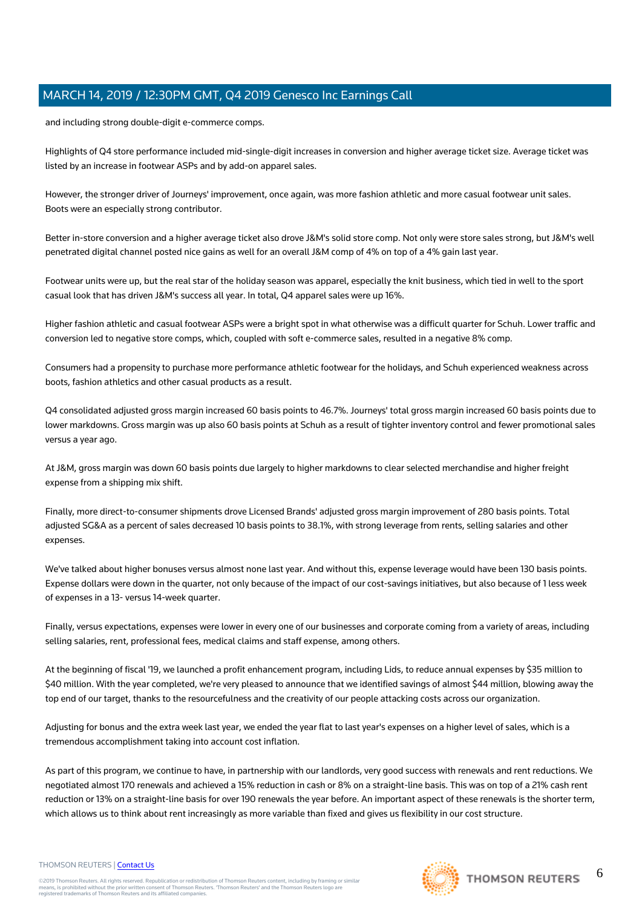and including strong double-digit e-commerce comps.

Highlights of Q4 store performance included mid-single-digit increases in conversion and higher average ticket size. Average ticket was listed by an increase in footwear ASPs and by add-on apparel sales.

However, the stronger driver of Journeys' improvement, once again, was more fashion athletic and more casual footwear unit sales. Boots were an especially strong contributor.

Better in-store conversion and a higher average ticket also drove J&M's solid store comp. Not only were store sales strong, but J&M's well penetrated digital channel posted nice gains as well for an overall J&M comp of 4% on top of a 4% gain last year.

Footwear units were up, but the real star of the holiday season was apparel, especially the knit business, which tied in well to the sport casual look that has driven J&M's success all year. In total, Q4 apparel sales were up 16%.

Higher fashion athletic and casual footwear ASPs were a bright spot in what otherwise was a difficult quarter for Schuh. Lower traffic and conversion led to negative store comps, which, coupled with soft e-commerce sales, resulted in a negative 8% comp.

Consumers had a propensity to purchase more performance athletic footwear for the holidays, and Schuh experienced weakness across boots, fashion athletics and other casual products as a result.

Q4 consolidated adjusted gross margin increased 60 basis points to 46.7%. Journeys' total gross margin increased 60 basis points due to lower markdowns. Gross margin was up also 60 basis points at Schuh as a result of tighter inventory control and fewer promotional sales versus a year ago.

At J&M, gross margin was down 60 basis points due largely to higher markdowns to clear selected merchandise and higher freight expense from a shipping mix shift.

Finally, more direct-to-consumer shipments drove Licensed Brands' adjusted gross margin improvement of 280 basis points. Total adjusted SG&A as a percent of sales decreased 10 basis points to 38.1%, with strong leverage from rents, selling salaries and other expenses.

We've talked about higher bonuses versus almost none last year. And without this, expense leverage would have been 130 basis points. Expense dollars were down in the quarter, not only because of the impact of our cost-savings initiatives, but also because of 1 less week of expenses in a 13- versus 14-week quarter.

Finally, versus expectations, expenses were lower in every one of our businesses and corporate coming from a variety of areas, including selling salaries, rent, professional fees, medical claims and staff expense, among others.

At the beginning of fiscal '19, we launched a profit enhancement program, including Lids, to reduce annual expenses by $35 million to $40 million. With the year completed, we're very pleased to announce that we identified savings of almost $44 million, blowing away the top end of our target, thanks to the resourcefulness and the creativity of our people attacking costs across our organization.

Adjusting for bonus and the extra week last year, we ended the year flat to last year's expenses on a higher level of sales, which is a tremendous accomplishment taking into account cost inflation.

As part of this program, we continue to have, in partnership with our landlords, very good success with renewals and rent reductions. We negotiated almost 170 renewals and achieved a 15% reduction in cash or 8% on a straight-line basis. This was on top of a 21% cash rent reduction or 13% on a straight-line basis for over 190 renewals the year before. An important aspect of these renewals is the shorter term, which allows us to think about rent increasingly as more variable than fixed and gives us flexibility in our cost structure.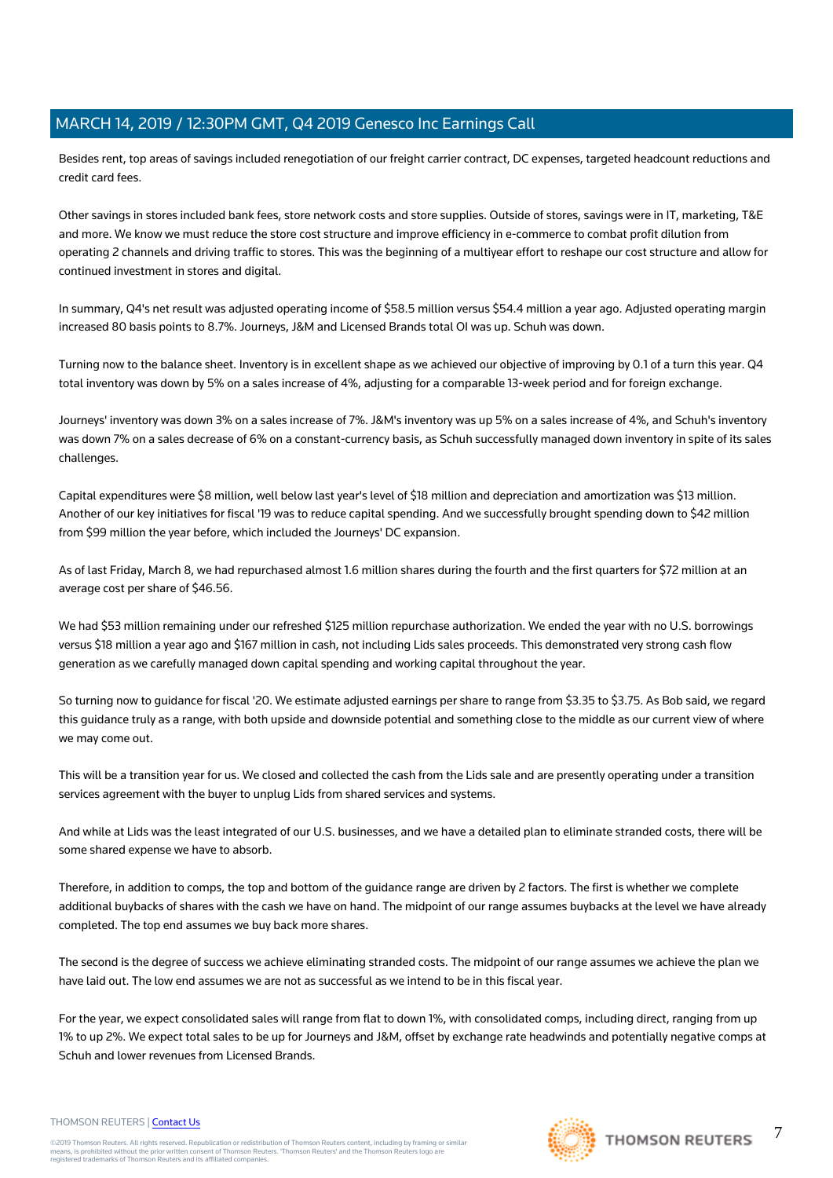Besides rent, top areas of savings included renegotiation of our freight carrier contract, DC expenses, targeted headcount reductions and credit card fees.

Other savings in stores included bank fees, store network costs and store supplies. Outside of stores, savings were in IT, marketing, T&E and more. We know we must reduce the store cost structure and improve efficiency in e-commerce to combat profit dilution from operating 2 channels and driving traffic to stores. This was the beginning of a multiyear effort to reshape our cost structure and allow for continued investment in stores and digital.

In summary, Q4's net result was adjusted operating income of $58.5 million versus $54.4 million a year ago. Adjusted operating margin increased 80 basis points to 8.7%. Journeys, J&M and Licensed Brands total OI was up. Schuh was down.

Turning now to the balance sheet. Inventory is in excellent shape as we achieved our objective of improving by 0.1 of a turn this year. Q4 total inventory was down by 5% on a sales increase of 4%, adjusting for a comparable 13-week period and for foreign exchange.

Journeys' inventory was down 3% on a sales increase of 7%. J&M's inventory was up 5% on a sales increase of 4%, and Schuh's inventory was down 7% on a sales decrease of 6% on a constant-currency basis, as Schuh successfully managed down inventory in spite of its sales challenges.

Capital expenditures were $8 million, well below last year's level of $18 million and depreciation and amortization was $13 million. Another of our key initiatives for fiscal '19 was to reduce capital spending. And we successfully brought spending down to $42 million from $99 million the year before, which included the Journeys' DC expansion.

As of last Friday, March 8, we had repurchased almost 1.6 million shares during the fourth and the first quarters for $72 million at an average cost per share of $46.56.

We had $53 million remaining under our refreshed $125 million repurchase authorization. We ended the year with no U.S. borrowings versus $18 million a year ago and $167 million in cash, not including Lids sales proceeds. This demonstrated very strong cash flow generation as we carefully managed down capital spending and working capital throughout the year.

So turning now to guidance for fiscal '20. We estimate adjusted earnings per share to range from $3.35 to $3.75. As Bob said, we regard this guidance truly as a range, with both upside and downside potential and something close to the middle as our current view of where we may come out.

This will be a transition year for us. We closed and collected the cash from the Lids sale and are presently operating under a transition services agreement with the buyer to unplug Lids from shared services and systems.

And while at Lids was the least integrated of our U.S. businesses, and we have a detailed plan to eliminate stranded costs, there will be some shared expense we have to absorb.

Therefore, in addition to comps, the top and bottom of the guidance range are driven by 2 factors. The first is whether we complete additional buybacks of shares with the cash we have on hand. The midpoint of our range assumes buybacks at the level we have already completed. The top end assumes we buy back more shares.

The second is the degree of success we achieve eliminating stranded costs. The midpoint of our range assumes we achieve the plan we have laid out. The low end assumes we are not as successful as we intend to be in this fiscal year.

For the year, we expect consolidated sales will range from flat to down 1%, with consolidated comps, including direct, ranging from up 1% to up 2%. We expect total sales to be up for Journeys and J&M, offset by exchange rate headwinds and potentially negative comps at Schuh and lower revenues from Licensed Brands.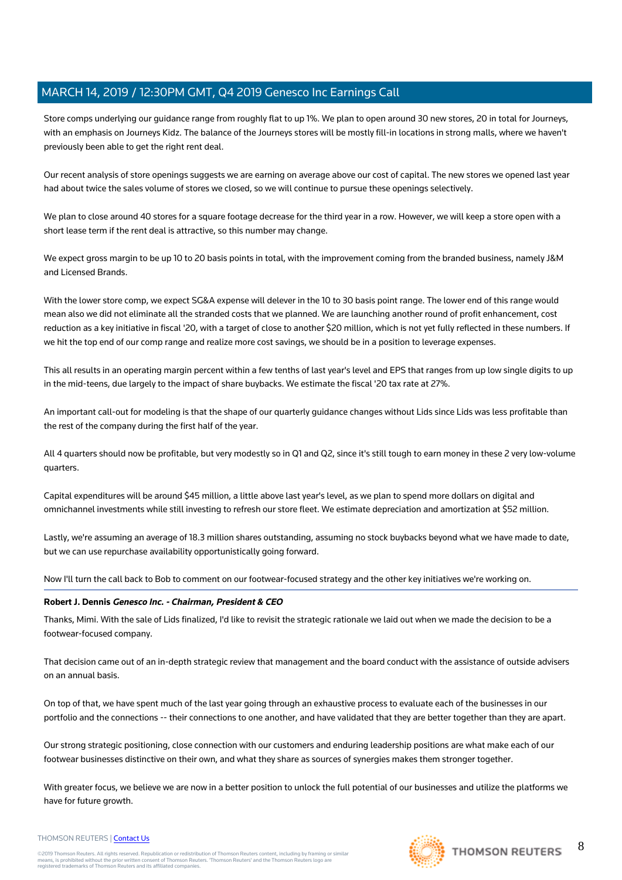Store comps underlying our guidance range from roughly flat to up 1%. We plan to open around 30 new stores, 20 in total for Journeys, with an emphasis on Journeys Kidz. The balance of the Journeys stores will be mostly fill-in locations in strong malls, where we haven't previously been able to get the right rent deal.

Our recent analysis of store openings suggests we are earning on average above our cost of capital. The new stores we opened last year had about twice the sales volume of stores we closed, so we will continue to pursue these openings selectively.

We plan to close around 40 stores for a square footage decrease for the third year in a row. However, we will keep a store open with a short lease term if the rent deal is attractive, so this number may change.

We expect gross margin to be up 10 to 20 basis points in total, with the improvement coming from the branded business, namely J&M and Licensed Brands.

With the lower store comp, we expect SG&A expense will delever in the 10 to 30 basis point range. The lower end of this range would mean also we did not eliminate all the stranded costs that we planned. We are launching another round of profit enhancement, cost reduction as a key initiative in fiscal '20, with a target of close to another $20 million, which is not yet fully reflected in these numbers. If we hit the top end of our comp range and realize more cost savings, we should be in a position to leverage expenses.

This all results in an operating margin percent within a few tenths of last year's level and EPS that ranges from up low single digits to up in the mid-teens, due largely to the impact of share buybacks. We estimate the fiscal '20 tax rate at 27%.

An important call-out for modeling is that the shape of our quarterly guidance changes without Lids since Lids was less profitable than the rest of the company during the first half of the year.

All 4 quarters should now be profitable, but very modestly so in Q1 and Q2, since it's still tough to earn money in these 2 very low-volume quarters.

Capital expenditures will be around $45 million, a little above last year's level, as we plan to spend more dollars on digital and omnichannel investments while still investing to refresh our store fleet. We estimate depreciation and amortization at $52 million.

Lastly, we're assuming an average of 18.3 million shares outstanding, assuming no stock buybacks beyond what we have made to date, but we can use repurchase availability opportunistically going forward.

Now I'll turn the call back to Bob to comment on our footwear-focused strategy and the other key initiatives we're working on.

---

**Robert J. Dennis** ***Genesco Inc. - Chairman, President & CEO***

Thanks, Mimi. With the sale of Lids finalized, I'd like to revisit the strategic rationale we laid out when we made the decision to be a footwear-focused company.

That decision came out of an in-depth strategic review that management and the board conduct with the assistance of outside advisers on an annual basis.

On top of that, we have spent much of the last year going through an exhaustive process to evaluate each of the businesses in our portfolio and the connections -- their connections to one another, and have validated that they are better together than they are apart.

Our strong strategic positioning, close connection with our customers and enduring leadership positions are what make each of our footwear businesses distinctive on their own, and what they share as sources of synergies makes them stronger together.

With greater focus, we believe we are now in a better position to unlock the full potential of our businesses and utilize the platforms we have for future growth.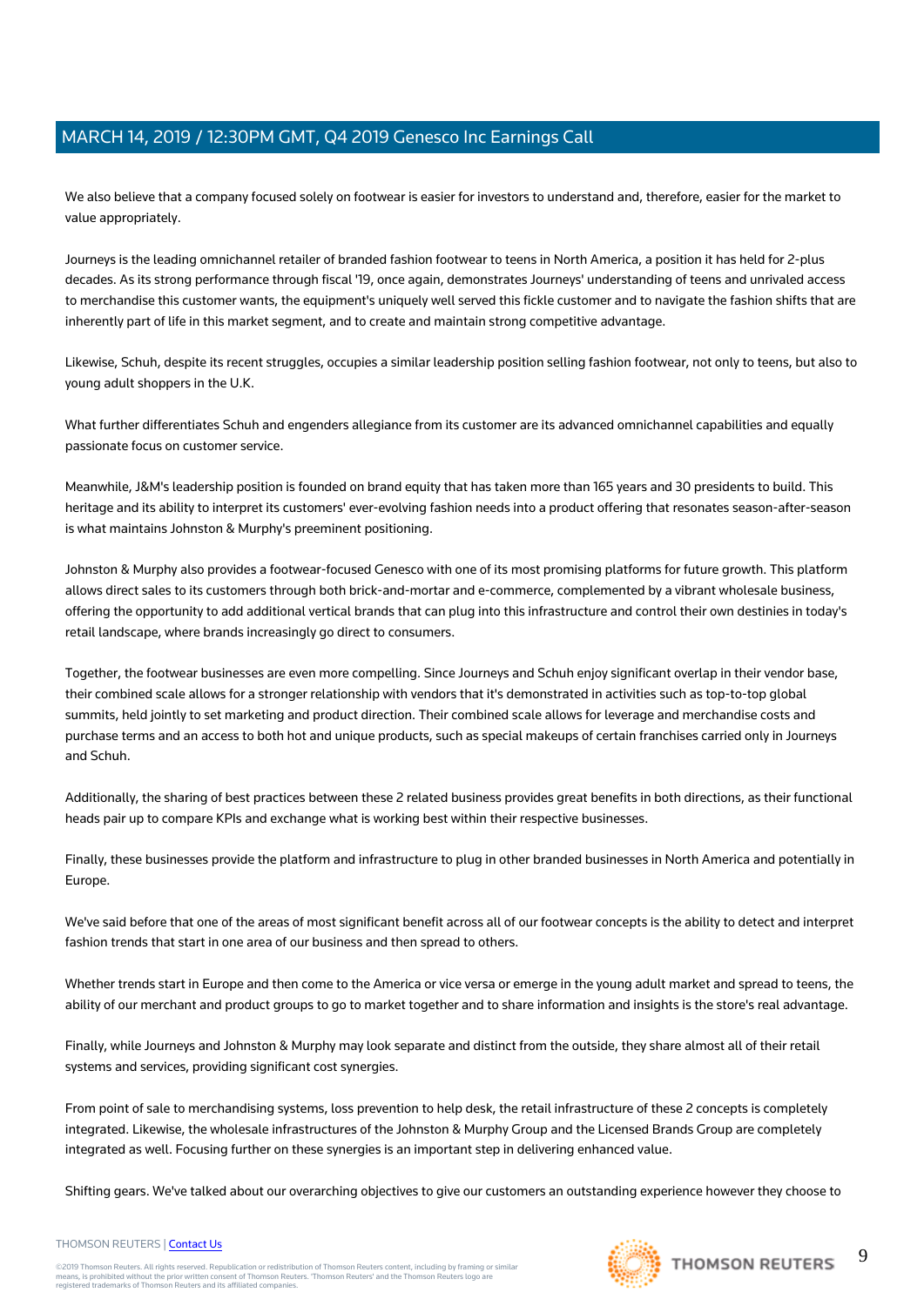We also believe that a company focused solely on footwear is easier for investors to understand and, therefore, easier for the market to value appropriately.

Journeys is the leading omnichannel retailer of branded fashion footwear to teens in North America, a position it has held for 2-plus decades. As its strong performance through fiscal '19, once again, demonstrates Journeys' understanding of teens and unrivaled access to merchandise this customer wants, the equipment's uniquely well served this fickle customer and to navigate the fashion shifts that are inherently part of life in this market segment, and to create and maintain strong competitive advantage.

Likewise, Schuh, despite its recent struggles, occupies a similar leadership position selling fashion footwear, not only to teens, but also to young adult shoppers in the U.K.

What further differentiates Schuh and engenders allegiance from its customer are its advanced omnichannel capabilities and equally passionate focus on customer service.

Meanwhile, J&M's leadership position is founded on brand equity that has taken more than 165 years and 30 presidents to build. This heritage and its ability to interpret its customers' ever-evolving fashion needs into a product offering that resonates season-after-season is what maintains Johnston & Murphy's preeminent positioning.

Johnston & Murphy also provides a footwear-focused Genesco with one of its most promising platforms for future growth. This platform allows direct sales to its customers through both brick-and-mortar and e-commerce, complemented by a vibrant wholesale business, offering the opportunity to add additional vertical brands that can plug into this infrastructure and control their own destinies in today's retail landscape, where brands increasingly go direct to consumers.

Together, the footwear businesses are even more compelling. Since Journeys and Schuh enjoy significant overlap in their vendor base, their combined scale allows for a stronger relationship with vendors that it's demonstrated in activities such as top-to-top global summits, held jointly to set marketing and product direction. Their combined scale allows for leverage and merchandise costs and purchase terms and an access to both hot and unique products, such as special makeups of certain franchises carried only in Journeys and Schuh.

Additionally, the sharing of best practices between these 2 related business provides great benefits in both directions, as their functional heads pair up to compare KPIs and exchange what is working best within their respective businesses.

Finally, these businesses provide the platform and infrastructure to plug in other branded businesses in North America and potentially in Europe.

We've said before that one of the areas of most significant benefit across all of our footwear concepts is the ability to detect and interpret fashion trends that start in one area of our business and then spread to others.

Whether trends start in Europe and then come to the America or vice versa or emerge in the young adult market and spread to teens, the ability of our merchant and product groups to go to market together and to share information and insights is the store's real advantage.

Finally, while Journeys and Johnston & Murphy may look separate and distinct from the outside, they share almost all of their retail systems and services, providing significant cost synergies.

From point of sale to merchandising systems, loss prevention to help desk, the retail infrastructure of these 2 concepts is completely integrated. Likewise, the wholesale infrastructures of the Johnston & Murphy Group and the Licensed Brands Group are completely integrated as well. Focusing further on these synergies is an important step in delivering enhanced value.

Shifting gears. We've talked about our overarching objectives to give our customers an outstanding experience however they choose to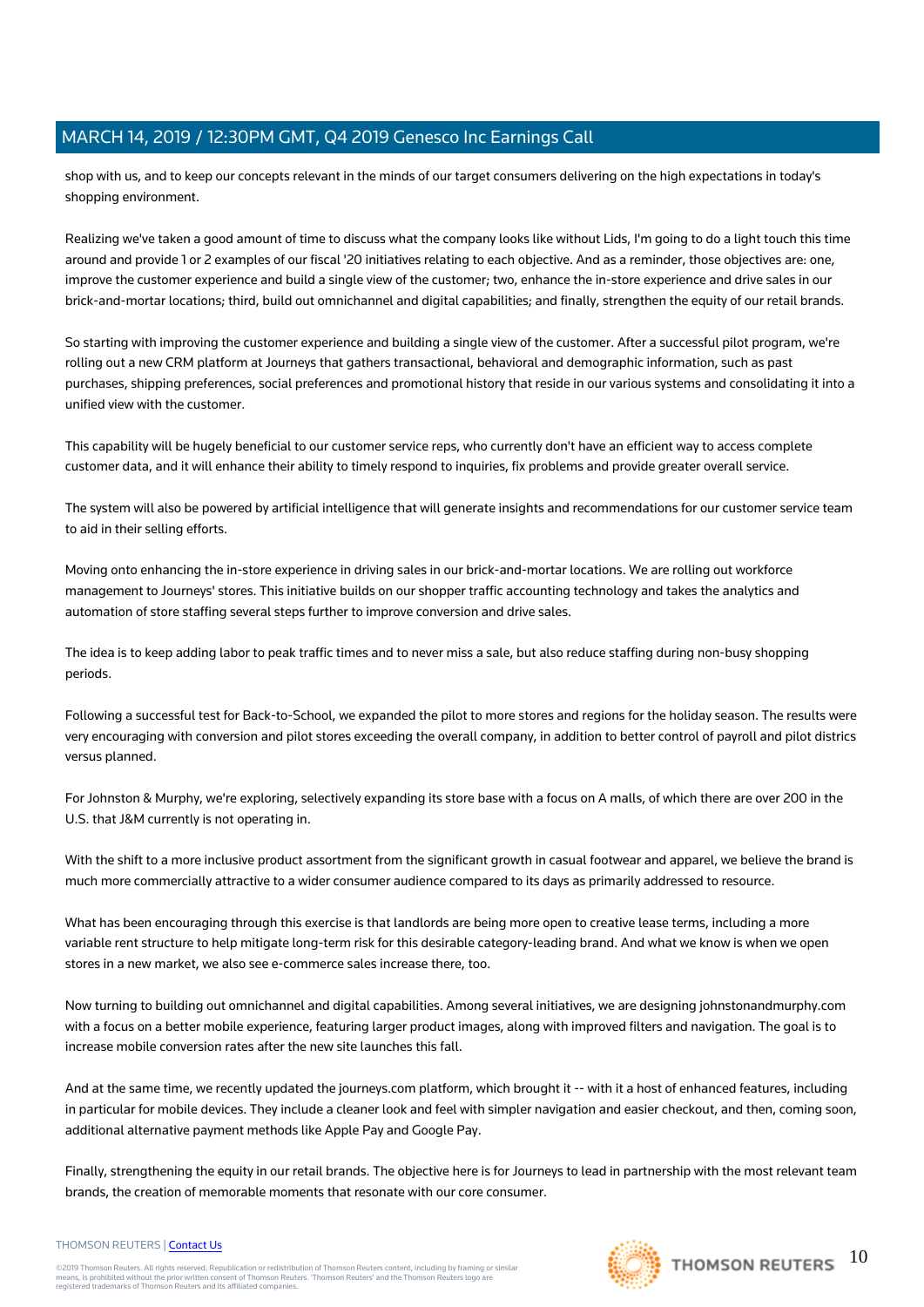shop with us, and to keep our concepts relevant in the minds of our target consumers delivering on the high expectations in today's shopping environment.

Realizing we've taken a good amount of time to discuss what the company looks like without Lids, I'm going to do a light touch this time around and provide 1 or 2 examples of our fiscal '20 initiatives relating to each objective. And as a reminder, those objectives are: one, improve the customer experience and build a single view of the customer; two, enhance the in-store experience and drive sales in our brick-and-mortar locations; third, build out omnichannel and digital capabilities; and finally, strengthen the equity of our retail brands.

So starting with improving the customer experience and building a single view of the customer. After a successful pilot program, we're rolling out a new CRM platform at Journeys that gathers transactional, behavioral and demographic information, such as past purchases, shipping preferences, social preferences and promotional history that reside in our various systems and consolidating it into a unified view with the customer.

This capability will be hugely beneficial to our customer service reps, who currently don't have an efficient way to access complete customer data, and it will enhance their ability to timely respond to inquiries, fix problems and provide greater overall service.

The system will also be powered by artificial intelligence that will generate insights and recommendations for our customer service team to aid in their selling efforts.

Moving onto enhancing the in-store experience in driving sales in our brick-and-mortar locations. We are rolling out workforce management to Journeys' stores. This initiative builds on our shopper traffic accounting technology and takes the analytics and automation of store staffing several steps further to improve conversion and drive sales.

The idea is to keep adding labor to peak traffic times and to never miss a sale, but also reduce staffing during non-busy shopping periods.

Following a successful test for Back-to-School, we expanded the pilot to more stores and regions for the holiday season. The results were very encouraging with conversion and pilot stores exceeding the overall company, in addition to better control of payroll and pilot districts versus planned.

For Johnston & Murphy, we're exploring, selectively expanding its store base with a focus on A malls, of which there are over 200 in the U.S. that J&M currently is not operating in.

With the shift to a more inclusive product assortment from the significant growth in casual footwear and apparel, we believe the brand is much more commercially attractive to a wider consumer audience compared to its days as primarily addressed to resource.

What has been encouraging through this exercise is that landlords are being more open to creative lease terms, including a more variable rent structure to help mitigate long-term risk for this desirable category-leading brand. And what we know is when we open stores in a new market, we also see e-commerce sales increase there, too.

Now turning to building out omnichannel and digital capabilities. Among several initiatives, we are designing johnstonandmurphy.com with a focus on a better mobile experience, featuring larger product images, along with improved filters and navigation. The goal is to increase mobile conversion rates after the new site launches this fall.

And at the same time, we recently updated the journeys.com platform, which brought it -- with it a host of enhanced features, including in particular for mobile devices. They include a cleaner look and feel with simpler navigation and easier checkout, and then, coming soon, additional alternative payment methods like Apple Pay and Google Pay.

Finally, strengthening the equity in our retail brands. The objective here is for Journeys to lead in partnership with the most relevant team brands, the creation of memorable moments that resonate with our core consumer.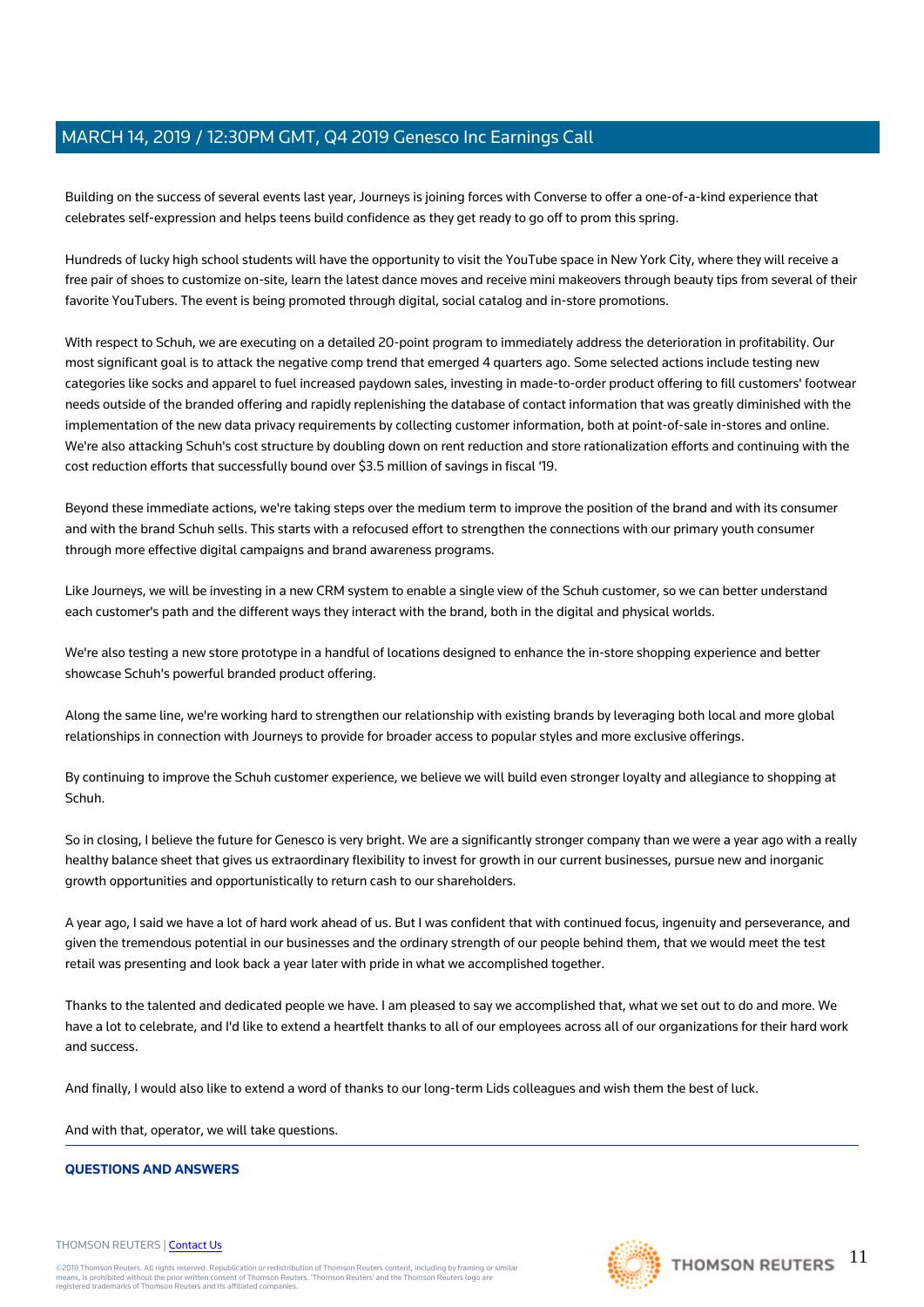Building on the success of several events last year, Journeys is joining forces with Converse to offer a one-of-a-kind experience that celebrates self-expression and helps teens build confidence as they get ready to go off to prom this spring.

Hundreds of lucky high school students will have the opportunity to visit the YouTube space in New York City, where they will receive a free pair of shoes to customize on-site, learn the latest dance moves and receive mini makeovers through beauty tips from several of their favorite YouTubers. The event is being promoted through digital, social catalog and in-store promotions.

With respect to Schuh, we are executing on a detailed 20-point program to immediately address the deterioration in profitability. Our most significant goal is to attack the negative comp trend that emerged 4 quarters ago. Some selected actions include testing new categories like socks and apparel to fuel increased paydown sales, investing in made-to-order product offering to fill customers' footwear needs outside of the branded offering and rapidly replenishing the database of contact information that was greatly diminished with the implementation of the new data privacy requirements by collecting customer information, both at point-of-sale in-stores and online. We're also attacking Schuh's cost structure by doubling down on rent reduction and store rationalization efforts and continuing with the cost reduction efforts that successfully bound over $3.5 million of savings in fiscal '19.

Beyond these immediate actions, we're taking steps over the medium term to improve the position of the brand and with its consumer and with the brand Schuh sells. This starts with a refocused effort to strengthen the connections with our primary youth consumer through more effective digital campaigns and brand awareness programs.

Like Journeys, we will be investing in a new CRM system to enable a single view of the Schuh customer, so we can better understand each customer's path and the different ways they interact with the brand, both in the digital and physical worlds.

We're also testing a new store prototype in a handful of locations designed to enhance the in-store shopping experience and better showcase Schuh's powerful branded product offering.

Along the same line, we're working hard to strengthen our relationship with existing brands by leveraging both local and more global relationships in connection with Journeys to provide for broader access to popular styles and more exclusive offerings.

By continuing to improve the Schuh customer experience, we believe we will build even stronger loyalty and allegiance to shopping at Schuh.

So in closing, I believe the future for Genesco is very bright. We are a significantly stronger company than we were a year ago with a really healthy balance sheet that gives us extraordinary flexibility to invest for growth in our current businesses, pursue new and inorganic growth opportunities and opportunistically to return cash to our shareholders.

A year ago, I said we have a lot of hard work ahead of us. But I was confident that with continued focus, ingenuity and perseverance, and given the tremendous potential in our businesses and the ordinary strength of our people behind them, that we would meet the test retail was presenting and look back a year later with pride in what we accomplished together.

Thanks to the talented and dedicated people we have. I am pleased to say we accomplished that, what we set out to do and more. We have a lot to celebrate, and I'd like to extend a heartfelt thanks to all of our employees across all of our organizations for their hard work and success.

And finally, I would also like to extend a word of thanks to our long-term Lids colleagues and wish them the best of luck.

And with that, operator, we will take questions.

## QUESTIONS AND ANSWERS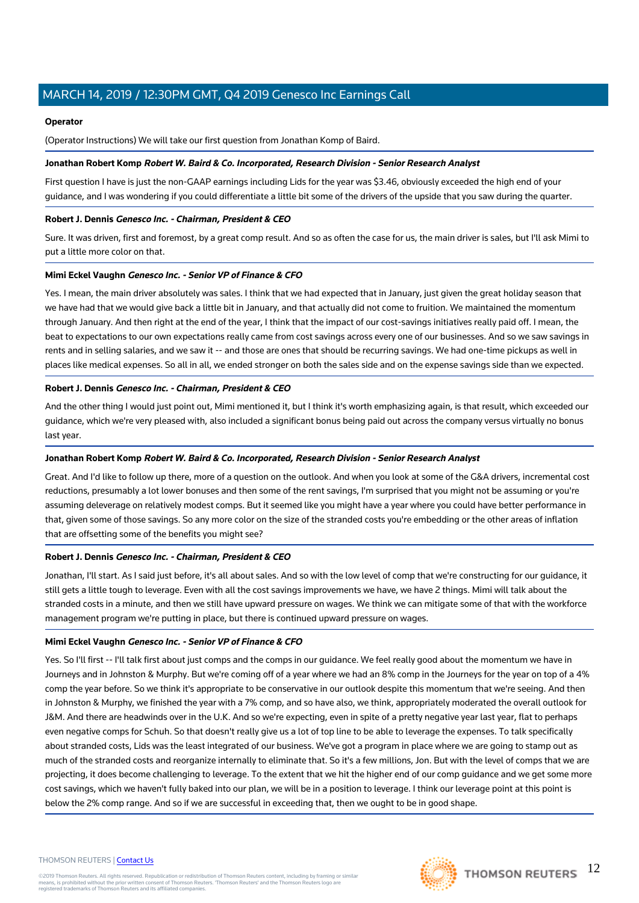**Operator**

(Operator Instructions) We will take our first question from Jonathan Komp of Baird.

**Jonathan Robert Komp** ***Robert W. Baird & Co. Incorporated, Research Division - Senior Research Analyst***

First question I have is just the non-GAAP earnings including Lids for the year was $3.46, obviously exceeded the high end of your guidance, and I was wondering if you could differentiate a little bit some of the drivers of the upside that you saw during the quarter.

**Robert J. Dennis** ***Genesco Inc. - Chairman, President & CEO***

Sure. It was driven, first and foremost, by a great comp result. And so as often the case for us, the main driver is sales, but I'll ask Mimi to put a little more color on that.

**Mimi Eckel Vaughn** ***Genesco Inc. - Senior VP of Finance & CFO***

Yes. I mean, the main driver absolutely was sales. I think that we had expected that in January, just given the great holiday season that we have had that we would give back a little bit in January, and that actually did not come to fruition. We maintained the momentum through January. And then right at the end of the year, I think that the impact of our cost-savings initiatives really paid off. I mean, the beat to expectations to our own expectations really came from cost savings across every one of our businesses. And so we saw savings in rents and in selling salaries, and we saw it -- and those are ones that should be recurring savings. We had one-time pickups as well in places like medical expenses. So all in all, we ended stronger on both the sales side and on the expense savings side than we expected.

**Robert J. Dennis** ***Genesco Inc. - Chairman, President & CEO***

And the other thing I would just point out, Mimi mentioned it, but I think it's worth emphasizing again, is that result, which exceeded our guidance, which we're very pleased with, also included a significant bonus being paid out across the company versus virtually no bonus last year.

**Jonathan Robert Komp** ***Robert W. Baird & Co. Incorporated, Research Division - Senior Research Analyst***

Great. And I'd like to follow up there, more of a question on the outlook. And when you look at some of the G&A drivers, incremental cost reductions, presumably a lot lower bonuses and then some of the rent savings, I'm surprised that you might not be assuming or you're assuming deleverage on relatively modest comps. But it seemed like you might have a year where you could have better performance in that, given some of those savings. So any more color on the size of the stranded costs you're embedding or the other areas of inflation that are offsetting some of the benefits you might see?

**Robert J. Dennis** ***Genesco Inc. - Chairman, President & CEO***

Jonathan, I'll start. As I said just before, it's all about sales. And so with the low level of comp that we're constructing for our guidance, it still gets a little tough to leverage. Even with all the cost savings improvements we have, we have 2 things. Mimi will talk about the stranded costs in a minute, and then we still have upward pressure on wages. We think we can mitigate some of that with the workforce management program we're putting in place, but there is continued upward pressure on wages.

**Mimi Eckel Vaughn** ***Genesco Inc. - Senior VP of Finance & CFO***

Yes. So I'll first -- I'll talk first about just comps and the comps in our guidance. We feel really good about the momentum we have in Journeys and in Johnston & Murphy. But we're coming off of a year where we had an 8% comp in the Journeys for the year on top of a 4% comp the year before. So we think it's appropriate to be conservative in our outlook despite this momentum that we're seeing. And then in Johnston & Murphy, we finished the year with a 7% comp, and so have also, we think, appropriately moderated the overall outlook for J&M. And there are headwinds over in the U.K. And so we're expecting, even in spite of a pretty negative year last year, flat to perhaps even negative comps for Schuh. So that doesn't really give us a lot of top line to be able to leverage the expenses. To talk specifically about stranded costs, Lids was the least integrated of our business. We've got a program in place where we are going to stamp out as much of the stranded costs and reorganize internally to eliminate that. So it's a few millions, Jon. But with the level of comps that we are projecting, it does become challenging to leverage. To the extent that we hit the higher end of our comp guidance and we get some more cost savings, which we haven't fully baked into our plan, we will be in a position to leverage. I think our leverage point at this point is below the 2% comp range. And so if we are successful in exceeding that, then we ought to be in good shape.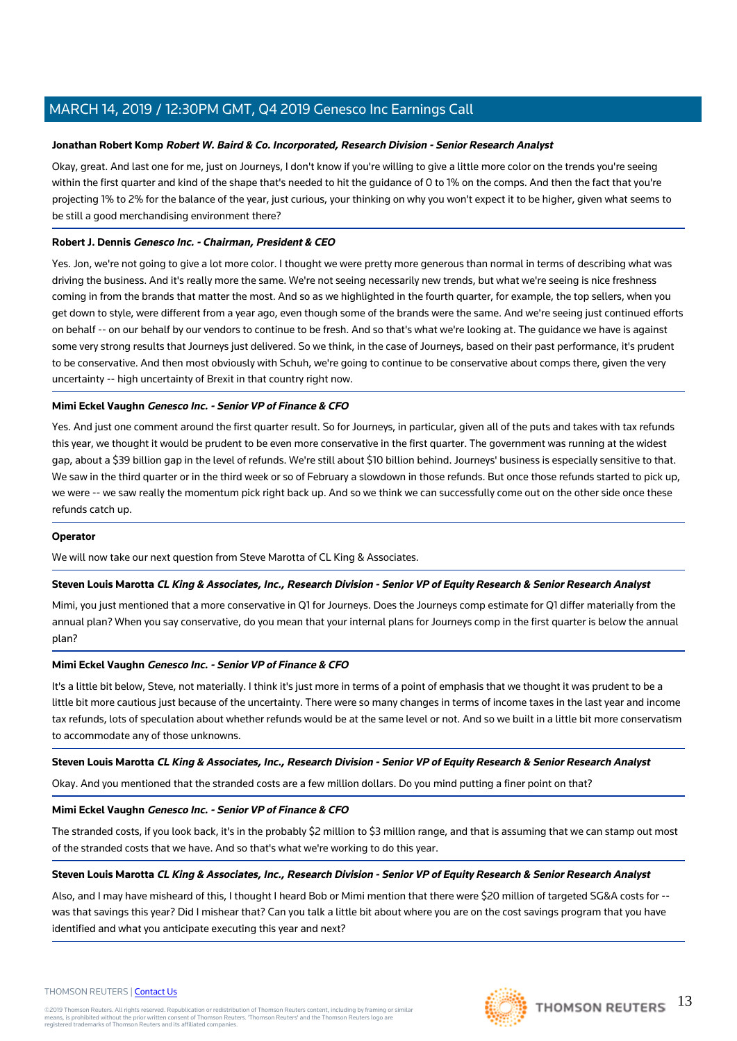**Jonathan Robert Komp** ***Robert W. Baird & Co. Incorporated, Research Division - Senior Research Analyst***

Okay, great. And last one for me, just on Journeys, I don't know if you're willing to give a little more color on the trends you're seeing within the first quarter and kind of the shape that's needed to hit the guidance of 0 to 1% on the comps. And then the fact that you're projecting 1% to 2% for the balance of the year, just curious, your thinking on why you won't expect it to be higher, given what seems to be still a good merchandising environment there?

**Robert J. Dennis** ***Genesco Inc. - Chairman, President & CEO***

Yes. Jon, we're not going to give a lot more color. I thought we were pretty more generous than normal in terms of describing what was driving the business. And it's really more the same. We're not seeing necessarily new trends, but what we're seeing is nice freshness coming in from the brands that matter the most. And so as we highlighted in the fourth quarter, for example, the top sellers, when you get down to style, were different from a year ago, even though some of the brands were the same. And we're seeing just continued efforts on behalf -- on our behalf by our vendors to continue to be fresh. And so that's what we're looking at. The guidance we have is against some very strong results that Journeys just delivered. So we think, in the case of Journeys, based on their past performance, it's prudent to be conservative. And then most obviously with Schuh, we're going to continue to be conservative about comps there, given the very uncertainty -- high uncertainty of Brexit in that country right now.

**Mimi Eckel Vaughn** ***Genesco Inc. - Senior VP of Finance & CFO***

Yes. And just one comment around the first quarter result. So for Journeys, in particular, given all of the puts and takes with tax refunds this year, we thought it would be prudent to be even more conservative in the first quarter. The government was running at the widest gap, about a $39 billion gap in the level of refunds. We're still about $10 billion behind. Journeys' business is especially sensitive to that. We saw in the third quarter or in the third week or so of February a slowdown in those refunds. But once those refunds started to pick up, we were -- we saw really the momentum pick right back up. And so we think we can successfully come out on the other side once these refunds catch up.

**Operator**

We will now take our next question from Steve Marotta of CL King & Associates.

**Steven Louis Marotta** ***CL King & Associates, Inc., Research Division - Senior VP of Equity Research & Senior Research Analyst***

Mimi, you just mentioned that a more conservative in Q1 for Journeys. Does the Journeys comp estimate for Q1 differ materially from the annual plan? When you say conservative, do you mean that your internal plans for Journeys comp in the first quarter is below the annual plan?

**Mimi Eckel Vaughn** ***Genesco Inc. - Senior VP of Finance & CFO***

It's a little bit below, Steve, not materially. I think it's just more in terms of a point of emphasis that we thought it was prudent to be a little bit more cautious just because of the uncertainty. There were so many changes in terms of income taxes in the last year and income tax refunds, lots of speculation about whether refunds would be at the same level or not. And so we built in a little bit more conservatism to accommodate any of those unknowns.

**Steven Louis Marotta** ***CL King & Associates, Inc., Research Division - Senior VP of Equity Research & Senior Research Analyst***

Okay. And you mentioned that the stranded costs are a few million dollars. Do you mind putting a finer point on that?

**Mimi Eckel Vaughn** ***Genesco Inc. - Senior VP of Finance & CFO***

The stranded costs, if you look back, it's in the probably $2 million to $3 million range, and that is assuming that we can stamp out most of the stranded costs that we have. And so that's what we're working to do this year.

**Steven Louis Marotta** ***CL King & Associates, Inc., Research Division - Senior VP of Equity Research & Senior Research Analyst***

Also, and I may have misheard of this, I thought I heard Bob or Mimi mention that there were $20 million of targeted SG&A costs for -- was that savings this year? Did I mishear that? Can you talk a little bit about where you are on the cost savings program that you have identified and what you anticipate executing this year and next?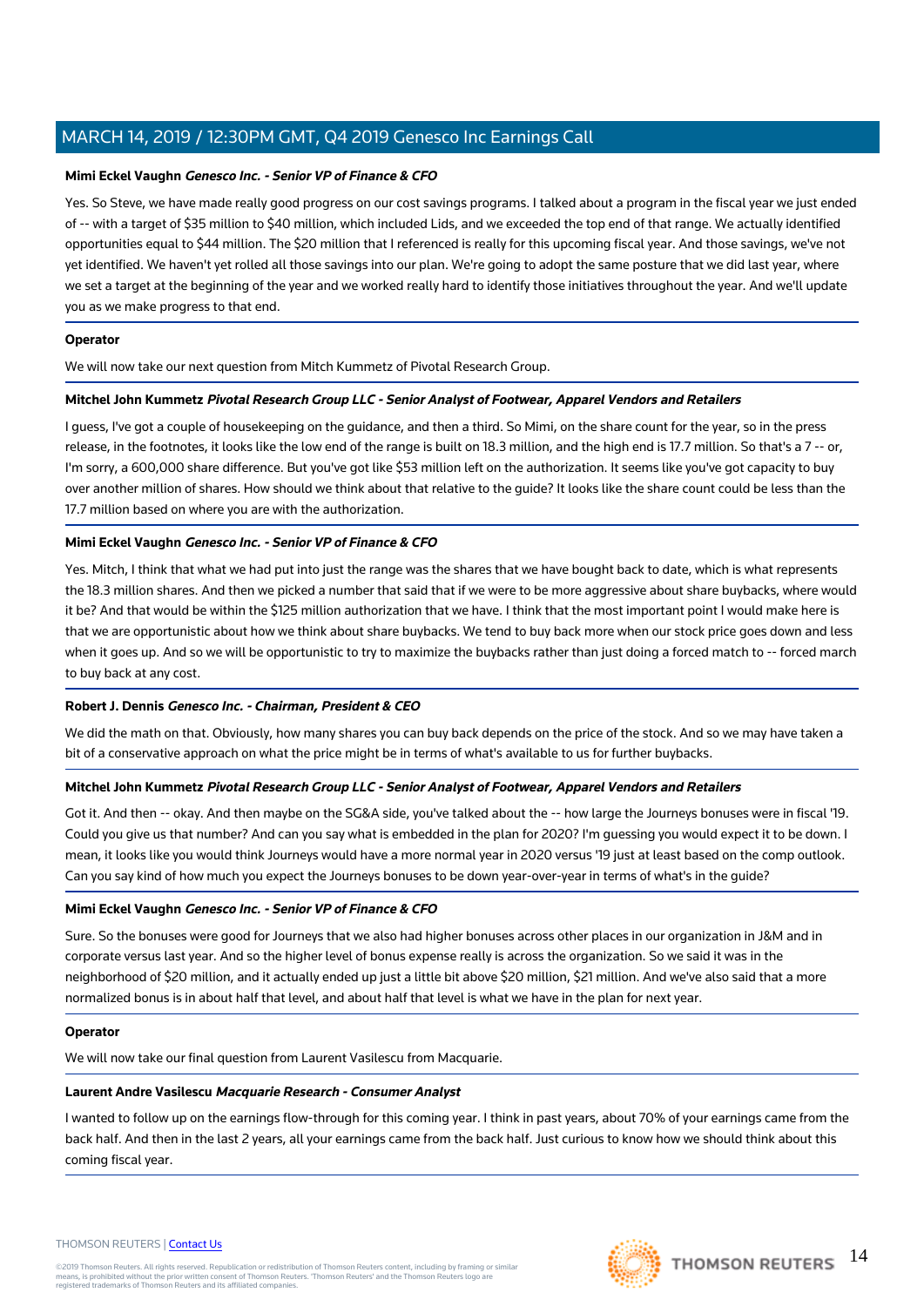**Mimi Eckel Vaughn** ***Genesco Inc. - Senior VP of Finance & CFO***

Yes. So Steve, we have made really good progress on our cost savings programs. I talked about a program in the fiscal year we just ended of -- with a target of $35 million to $40 million, which included Lids, and we exceeded the top end of that range. We actually identified opportunities equal to $44 million. The $20 million that I referenced is really for this upcoming fiscal year. And those savings, we've not yet identified. We haven't yet rolled all those savings into our plan. We're going to adopt the same posture that we did last year, where we set a target at the beginning of the year and we worked really hard to identify those initiatives throughout the year. And we'll update you as we make progress to that end.

**Operator**

We will now take our next question from Mitch Kummetz of Pivotal Research Group.

**Mitchel John Kummetz** ***Pivotal Research Group LLC - Senior Analyst of Footwear, Apparel Vendors and Retailers***

I guess, I've got a couple of housekeeping on the guidance, and then a third. So Mimi, on the share count for the year, so in the press release, in the footnotes, it looks like the low end of the range is built on 18.3 million, and the high end is 17.7 million. So that's a 7 -- or, I'm sorry, a 600,000 share difference. But you've got like $53 million left on the authorization. It seems like you've got capacity to buy over another million of shares. How should we think about that relative to the guide? It looks like the share count could be less than the 17.7 million based on where you are with the authorization.

**Mimi Eckel Vaughn** ***Genesco Inc. - Senior VP of Finance & CFO***

Yes. Mitch, I think that what we had put into just the range was the shares that we have bought back to date, which is what represents the 18.3 million shares. And then we picked a number that said that if we were to be more aggressive about share buybacks, where would it be? And that would be within the $125 million authorization that we have. I think that the most important point I would make here is that we are opportunistic about how we think about share buybacks. We tend to buy back more when our stock price goes down and less when it goes up. And so we will be opportunistic to try to maximize the buybacks rather than just doing a forced match to -- forced march to buy back at any cost.

**Robert J. Dennis** ***Genesco Inc. - Chairman, President & CEO***

We did the math on that. Obviously, how many shares you can buy back depends on the price of the stock. And so we may have taken a bit of a conservative approach on what the price might be in terms of what's available to us for further buybacks.

**Mitchel John Kummetz** ***Pivotal Research Group LLC - Senior Analyst of Footwear, Apparel Vendors and Retailers***

Got it. And then -- okay. And then maybe on the SG&A side, you've talked about the -- how large the Journeys bonuses were in fiscal '19. Could you give us that number? And can you say what is embedded in the plan for 2020? I'm guessing you would expect it to be down. I mean, it looks like you would think Journeys would have a more normal year in 2020 versus '19 just at least based on the comp outlook. Can you say kind of how much you expect the Journeys bonuses to be down year-over-year in terms of what's in the guide?

**Mimi Eckel Vaughn** ***Genesco Inc. - Senior VP of Finance & CFO***

Sure. So the bonuses were good for Journeys that we also had higher bonuses across other places in our organization in J&M and in corporate versus last year. And so the higher level of bonus expense really is across the organization. So we said it was in the neighborhood of $20 million, and it actually ended up just a little bit above $20 million, $21 million. And we've also said that a more normalized bonus is in about half that level, and about half that level is what we have in the plan for next year.

**Operator**

We will now take our final question from Laurent Vasilescu from Macquarie.

**Laurent Andre Vasilescu** ***Macquarie Research - Consumer Analyst***

I wanted to follow up on the earnings flow-through for this coming year. I think in past years, about 70% of your earnings came from the back half. And then in the last 2 years, all your earnings came from the back half. Just curious to know how we should think about this coming fiscal year.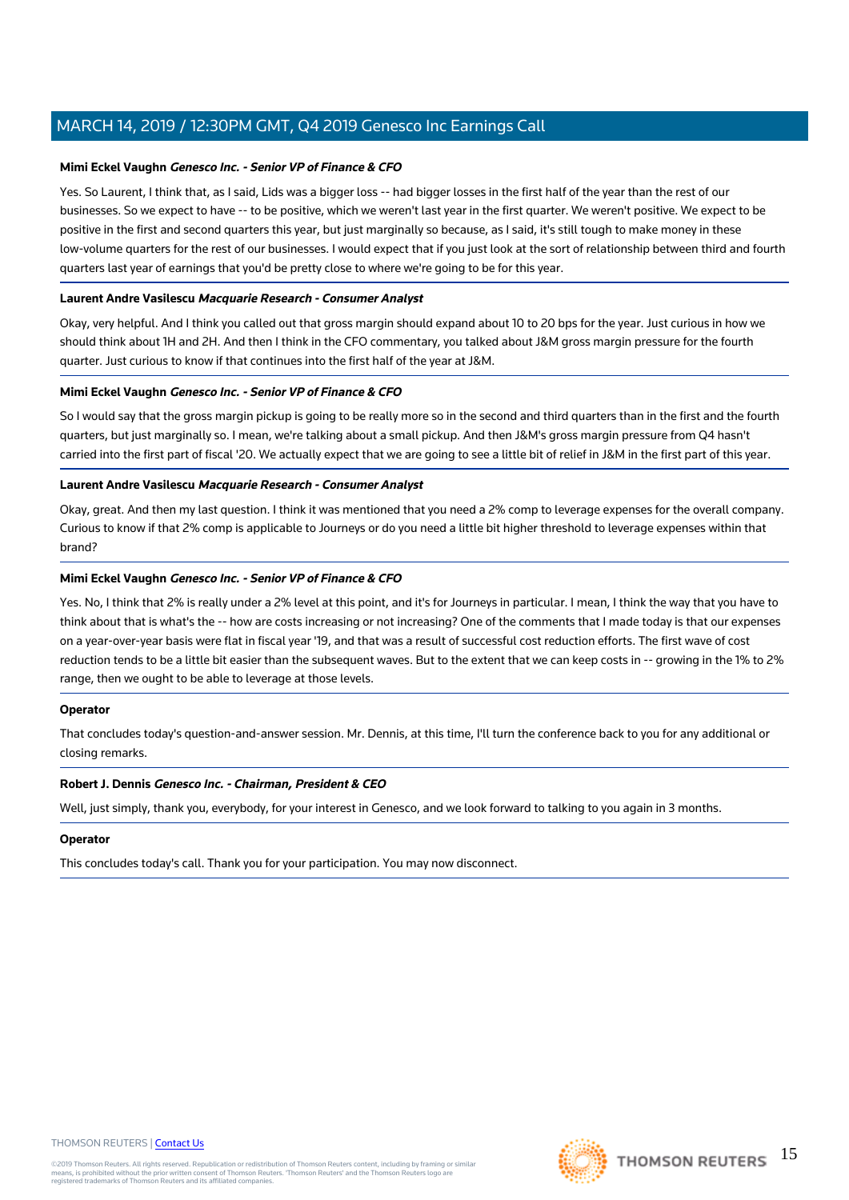**Mimi Eckel Vaughn** ***Genesco Inc. - Senior VP of Finance & CFO***

Yes. So Laurent, I think that, as I said, Lids was a bigger loss -- had bigger losses in the first half of the year than the rest of our businesses. So we expect to have -- to be positive, which we weren't last year in the first quarter. We weren't positive. We expect to be positive in the first and second quarters this year, but just marginally so because, as I said, it's still tough to make money in these low-volume quarters for the rest of our businesses. I would expect that if you just look at the sort of relationship between third and fourth quarters last year of earnings that you'd be pretty close to where we're going to be for this year.

**Laurent Andre Vasilescu** ***Macquarie Research - Consumer Analyst***

Okay, very helpful. And I think you called out that gross margin should expand about 10 to 20 bps for the year. Just curious in how we should think about 1H and 2H. And then I think in the CFO commentary, you talked about J&M gross margin pressure for the fourth quarter. Just curious to know if that continues into the first half of the year at J&M.

**Mimi Eckel Vaughn** ***Genesco Inc. - Senior VP of Finance & CFO***

So I would say that the gross margin pickup is going to be really more so in the second and third quarters than in the first and the fourth quarters, but just marginally so. I mean, we're talking about a small pickup. And then J&M's gross margin pressure from Q4 hasn't carried into the first part of fiscal '20. We actually expect that we are going to see a little bit of relief in J&M in the first part of this year.

**Laurent Andre Vasilescu** ***Macquarie Research - Consumer Analyst***

Okay, great. And then my last question. I think it was mentioned that you need a 2% comp to leverage expenses for the overall company. Curious to know if that 2% comp is applicable to Journeys or do you need a little bit higher threshold to leverage expenses within that brand?

**Mimi Eckel Vaughn** ***Genesco Inc. - Senior VP of Finance & CFO***

Yes. No, I think that 2% is really under a 2% level at this point, and it's for Journeys in particular. I mean, I think the way that you have to think about that is what's the -- how are costs increasing or not increasing? One of the comments that I made today is that our expenses on a year-over-year basis were flat in fiscal year '19, and that was a result of successful cost reduction efforts. The first wave of cost reduction tends to be a little bit easier than the subsequent waves. But to the extent that we can keep costs in -- growing in the 1% to 2% range, then we ought to be able to leverage at those levels.

**Operator**

That concludes today's question-and-answer session. Mr. Dennis, at this time, I'll turn the conference back to you for any additional or closing remarks.

**Robert J. Dennis** ***Genesco Inc. - Chairman, President & CEO***

Well, just simply, thank you, everybody, for your interest in Genesco, and we look forward to talking to you again in 3 months.

**Operator**

This concludes today's call. Thank you for your participation. You may now disconnect.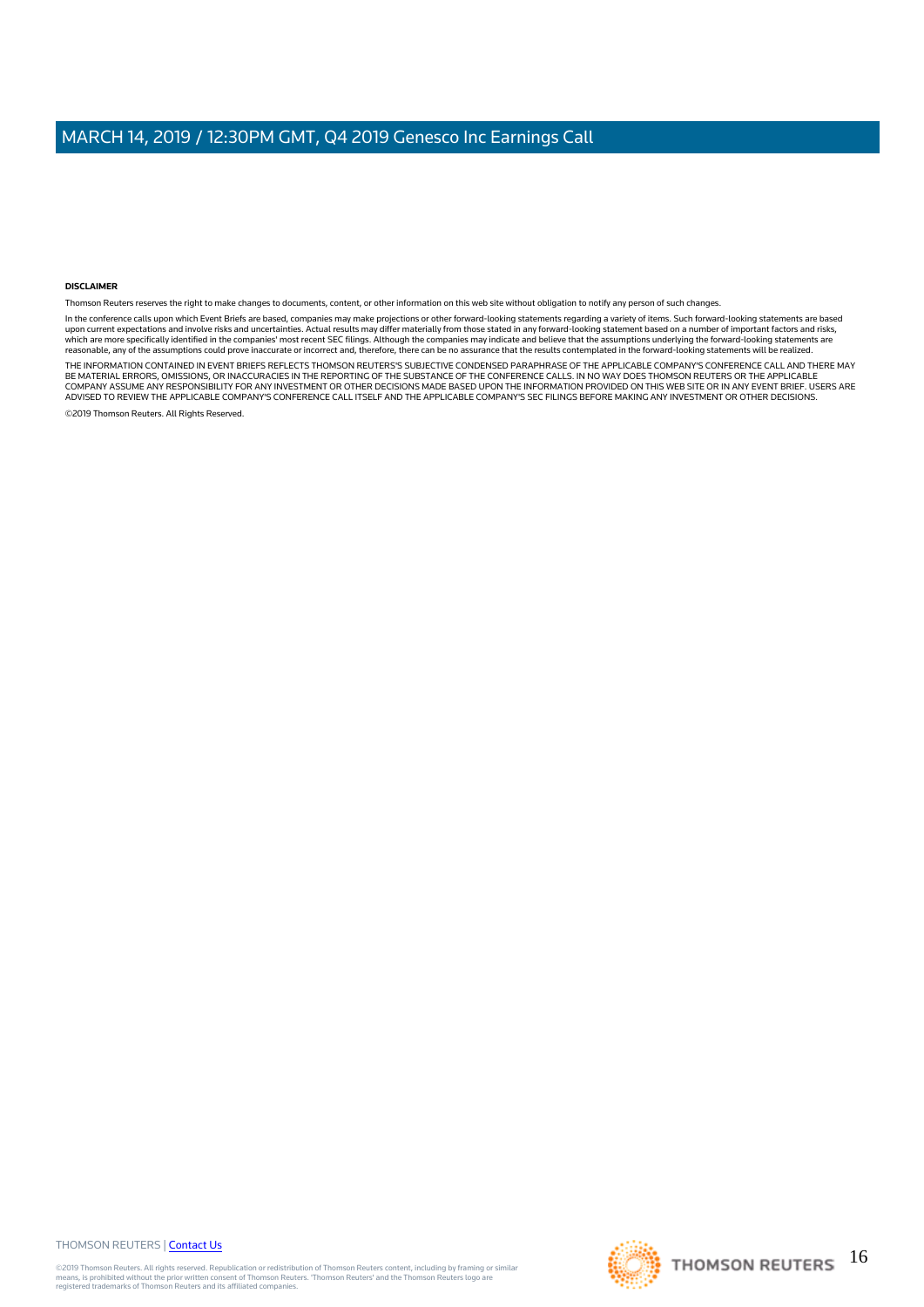**DISCLAIMER**

Thomson Reuters reserves the right to make changes to documents, content, or other information on this web site without obligation to notify any person of such changes.

In the conference calls upon which Event Briefs are based, companies may make projections or other forward-looking statements regarding a variety of items. Such forward-looking statements are based upon current expectations and involve risks and uncertainties. Actual results may differ materially from those stated in any forward-looking statement based on a number of important factors and risks, which are more specifically identified in the companies' most recent SEC filings. Although the companies may indicate and believe that the assumptions underlying the forward-looking statements are reasonable, any of the assumptions could prove inaccurate or incorrect and, therefore, there can be no assurance that the results contemplated in the forward-looking statements will be realized.

THE INFORMATION CONTAINED IN EVENT BRIEFS REFLECTS THOMSON REUTERS'S SUBJECTIVE CONDENSED PARAPHRASE OF THE APPLICABLE COMPANY'S CONFERENCE CALL AND THERE MAY BE MATERIAL ERRORS, OMISSIONS, OR INACCURACIES IN THE REPORTING OF THE SUBSTANCE OF THE CONFERENCE CALLS. IN NO WAY DOES THOMSON REUTERS OR THE APPLICABLE COMPANY ASSUME ANY RESPONSIBILITY FOR ANY INVESTMENT OR OTHER DECISIONS MADE BASED UPON THE INFORMATION PROVIDED ON THIS WEB SITE OR IN ANY EVENT BRIEF. USERS ARE ADVISED TO REVIEW THE APPLICABLE COMPANY'S CONFERENCE CALL ITSELF AND THE APPLICABLE COMPANY'S SEC FILINGS BEFORE MAKING ANY INVESTMENT OR OTHER DECISIONS.

©2019 Thomson Reuters. All Rights Reserved.